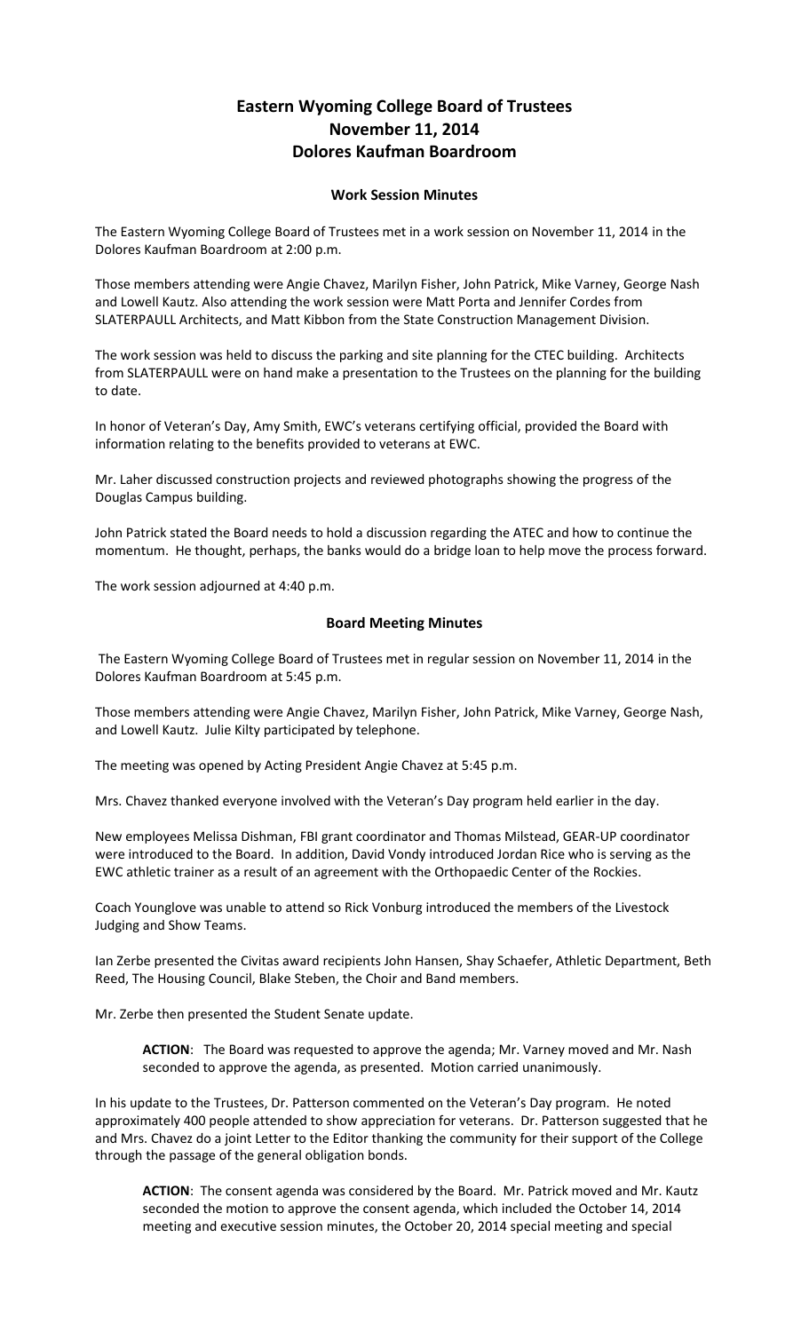# Eastern Wyoming College Board of Trustees
# November 11, 2014
# Dolores Kaufman Boardroom

### Work Session Minutes

The Eastern Wyoming College Board of Trustees met in a work session on November 11, 2014 in the Dolores Kaufman Boardroom at 2:00 p.m.

Those members attending were Angie Chavez, Marilyn Fisher, John Patrick, Mike Varney, George Nash and Lowell Kautz. Also attending the work session were Matt Porta and Jennifer Cordes from SLATERPAULL Architects, and Matt Kibbon from the State Construction Management Division.

The work session was held to discuss the parking and site planning for the CTEC building. Architects from SLATERPAULL were on hand make a presentation to the Trustees on the planning for the building to date.

In honor of Veteran's Day, Amy Smith, EWC's veterans certifying official, provided the Board with information relating to the benefits provided to veterans at EWC.

Mr. Laher discussed construction projects and reviewed photographs showing the progress of the Douglas Campus building.

John Patrick stated the Board needs to hold a discussion regarding the ATEC and how to continue the momentum. He thought, perhaps, the banks would do a bridge loan to help move the process forward.

The work session adjourned at 4:40 p.m.

### Board Meeting Minutes

The Eastern Wyoming College Board of Trustees met in regular session on November 11, 2014 in the Dolores Kaufman Boardroom at 5:45 p.m.

Those members attending were Angie Chavez, Marilyn Fisher, John Patrick, Mike Varney, George Nash, and Lowell Kautz. Julie Kilty participated by telephone.

The meeting was opened by Acting President Angie Chavez at 5:45 p.m.

Mrs. Chavez thanked everyone involved with the Veteran's Day program held earlier in the day.

New employees Melissa Dishman, FBI grant coordinator and Thomas Milstead, GEAR-UP coordinator were introduced to the Board. In addition, David Vondy introduced Jordan Rice who is serving as the EWC athletic trainer as a result of an agreement with the Orthopaedic Center of the Rockies.

Coach Younglove was unable to attend so Rick Vonburg introduced the members of the Livestock Judging and Show Teams.

Ian Zerbe presented the Civitas award recipients John Hansen, Shay Schaefer, Athletic Department, Beth Reed, The Housing Council, Blake Steben, the Choir and Band members.

Mr. Zerbe then presented the Student Senate update.

> **ACTION**: The Board was requested to approve the agenda; Mr. Varney moved and Mr. Nash seconded to approve the agenda, as presented. Motion carried unanimously.

In his update to the Trustees, Dr. Patterson commented on the Veteran's Day program. He noted approximately 400 people attended to show appreciation for veterans. Dr. Patterson suggested that he and Mrs. Chavez do a joint Letter to the Editor thanking the community for their support of the College through the passage of the general obligation bonds.

> **ACTION**: The consent agenda was considered by the Board. Mr. Patrick moved and Mr. Kautz seconded the motion to approve the consent agenda, which included the October 14, 2014 meeting and executive session minutes, the October 20, 2014 special meeting and special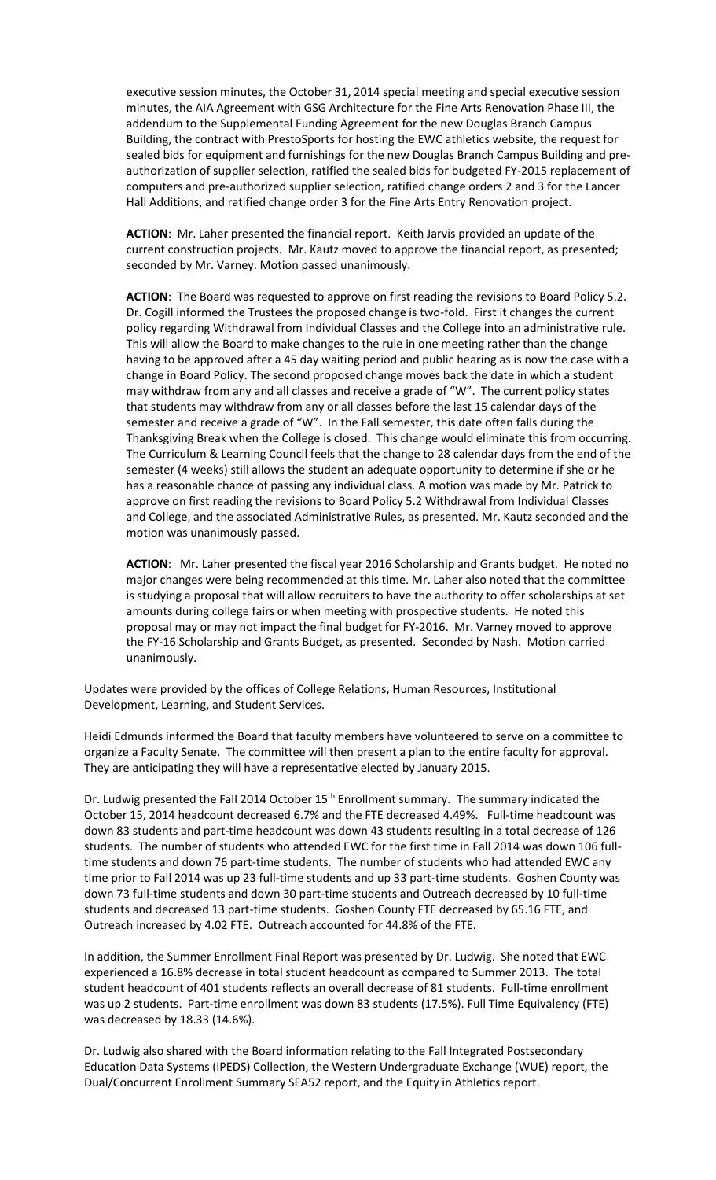executive session minutes, the October 31, 2014 special meeting and special executive session minutes, the AIA Agreement with GSG Architecture for the Fine Arts Renovation Phase III, the addendum to the Supplemental Funding Agreement for the new Douglas Branch Campus Building, the contract with PrestoSports for hosting the EWC athletics website, the request for sealed bids for equipment and furnishings for the new Douglas Branch Campus Building and pre-authorization of supplier selection, ratified the sealed bids for budgeted FY-2015 replacement of computers and pre-authorized supplier selection, ratified change orders 2 and 3 for the Lancer Hall Additions, and ratified change order 3 for the Fine Arts Entry Renovation project.

**ACTION**: Mr. Laher presented the financial report. Keith Jarvis provided an update of the current construction projects. Mr. Kautz moved to approve the financial report, as presented; seconded by Mr. Varney. Motion passed unanimously.

**ACTION**: The Board was requested to approve on first reading the revisions to Board Policy 5.2. Dr. Cogill informed the Trustees the proposed change is two-fold. First it changes the current policy regarding Withdrawal from Individual Classes and the College into an administrative rule. This will allow the Board to make changes to the rule in one meeting rather than the change having to be approved after a 45 day waiting period and public hearing as is now the case with a change in Board Policy. The second proposed change moves back the date in which a student may withdraw from any and all classes and receive a grade of "W". The current policy states that students may withdraw from any or all classes before the last 15 calendar days of the semester and receive a grade of "W". In the Fall semester, this date often falls during the Thanksgiving Break when the College is closed. This change would eliminate this from occurring. The Curriculum & Learning Council feels that the change to 28 calendar days from the end of the semester (4 weeks) still allows the student an adequate opportunity to determine if she or he has a reasonable chance of passing any individual class. A motion was made by Mr. Patrick to approve on first reading the revisions to Board Policy 5.2 Withdrawal from Individual Classes and College, and the associated Administrative Rules, as presented. Mr. Kautz seconded and the motion was unanimously passed.

**ACTION**: Mr. Laher presented the fiscal year 2016 Scholarship and Grants budget. He noted no major changes were being recommended at this time. Mr. Laher also noted that the committee is studying a proposal that will allow recruiters to have the authority to offer scholarships at set amounts during college fairs or when meeting with prospective students. He noted this proposal may or may not impact the final budget for FY-2016. Mr. Varney moved to approve the FY-16 Scholarship and Grants Budget, as presented. Seconded by Nash. Motion carried unanimously.

Updates were provided by the offices of College Relations, Human Resources, Institutional Development, Learning, and Student Services.

Heidi Edmunds informed the Board that faculty members have volunteered to serve on a committee to organize a Faculty Senate. The committee will then present a plan to the entire faculty for approval. They are anticipating they will have a representative elected by January 2015.

Dr. Ludwig presented the Fall 2014 October 15th Enrollment summary. The summary indicated the October 15, 2014 headcount decreased 6.7% and the FTE decreased 4.49%. Full-time headcount was down 83 students and part-time headcount was down 43 students resulting in a total decrease of 126 students. The number of students who attended EWC for the first time in Fall 2014 was down 106 full-time students and down 76 part-time students. The number of students who had attended EWC any time prior to Fall 2014 was up 23 full-time students and up 33 part-time students. Goshen County was down 73 full-time students and down 30 part-time students and Outreach decreased by 10 full-time students and decreased 13 part-time students. Goshen County FTE decreased by 65.16 FTE, and Outreach increased by 4.02 FTE. Outreach accounted for 44.8% of the FTE.

In addition, the Summer Enrollment Final Report was presented by Dr. Ludwig. She noted that EWC experienced a 16.8% decrease in total student headcount as compared to Summer 2013. The total student headcount of 401 students reflects an overall decrease of 81 students. Full-time enrollment was up 2 students. Part-time enrollment was down 83 students (17.5%). Full Time Equivalency (FTE) was decreased by 18.33 (14.6%).

Dr. Ludwig also shared with the Board information relating to the Fall Integrated Postsecondary Education Data Systems (IPEDS) Collection, the Western Undergraduate Exchange (WUE) report, the Dual/Concurrent Enrollment Summary SEA52 report, and the Equity in Athletics report.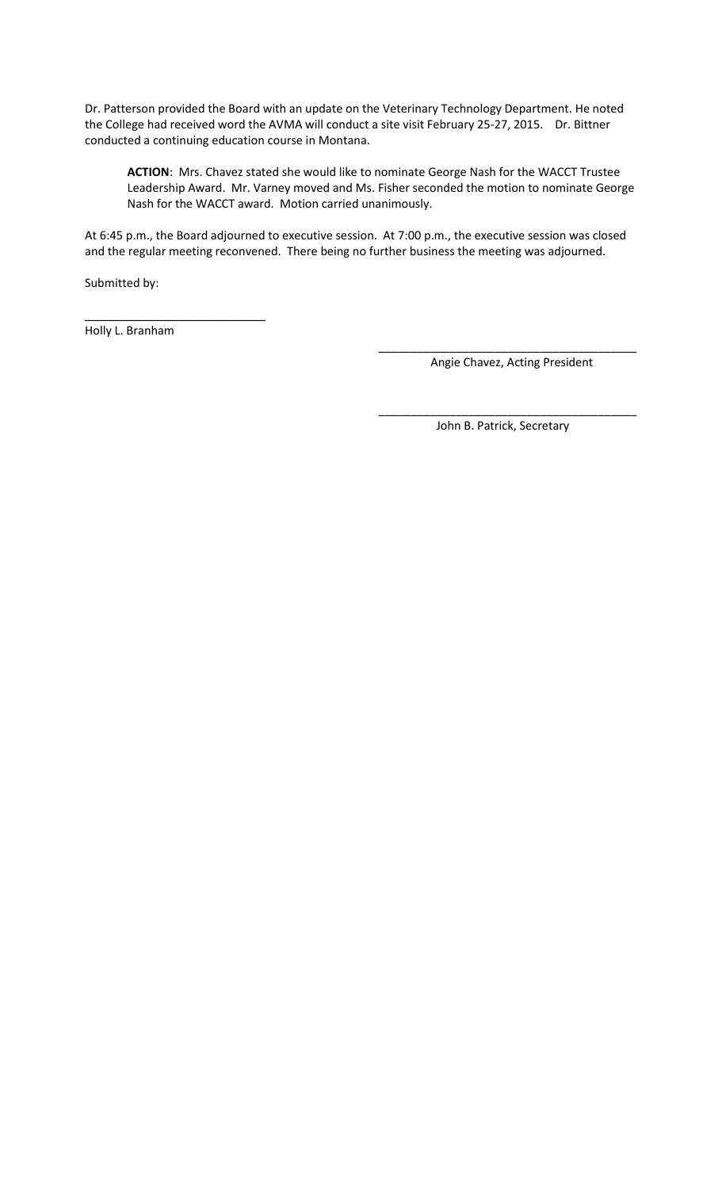Dr. Patterson provided the Board with an update on the Veterinary Technology Department. He noted the College had received word the AVMA will conduct a site visit February 25-27, 2015. Dr. Bittner conducted a continuing education course in Montana.

> **ACTION**: Mrs. Chavez stated she would like to nominate George Nash for the WACCT Trustee Leadership Award. Mr. Varney moved and Ms. Fisher seconded the motion to nominate George Nash for the WACCT award. Motion carried unanimously.

At 6:45 p.m., the Board adjourned to executive session. At 7:00 p.m., the executive session was closed and the regular meeting reconvened. There being no further business the meeting was adjourned.

Submitted by:

\_\_\_\_\_\_\_\_\_\_\_\_\_\_\_\_\_\_\_\_\_\_\_\_\_\_\_\_
Holly L. Branham

\_\_\_\_\_\_\_\_\_\_\_\_\_\_\_\_\_\_\_\_\_\_\_\_\_\_\_\_\_\_\_\_\_\_\_\_\_\_\_\_
Angie Chavez, Acting President

\_\_\_\_\_\_\_\_\_\_\_\_\_\_\_\_\_\_\_\_\_\_\_\_\_\_\_\_\_\_\_\_\_\_\_\_\_\_\_\_
John B. Patrick, Secretary